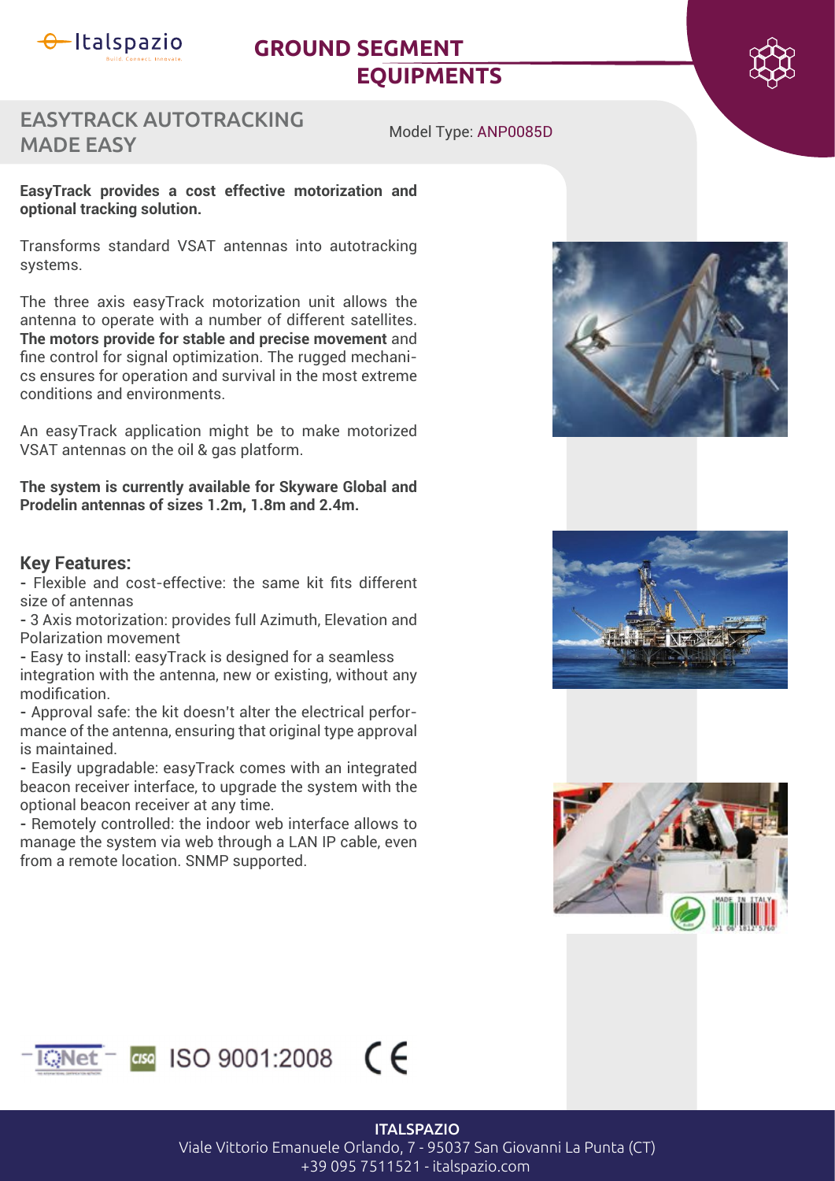# GROUND SEGMENT EQUIPMENTS

## EASYTRACK AUTOTRACKING MADE EASY

Model Type: ANP0085D

**EasyTrack provides a cost effective motorization and optional tracking solution.**

Transforms standard VSAT antennas into autotracking systems.

The three axis easyTrack motorization unit allows the antenna to operate with a number of different satellites. **The motors provide for stable and precise movement** and fine control for signal optimization. The rugged mechanics ensures for operation and survival in the most extreme conditions and environments.

An easyTrack application might be to make motorized VSAT antennas on the oil & gas platform.

**The system is currently available for Skyware Global and Prodelin antennas of sizes 1.2m, 1.8m and 2.4m.**

### Key Features:

- Flexible and cost-effective: the same kit fits different size of antennas
- 3 Axis motorization: provides full Azimuth, Elevation and Polarization movement
- Easy to install: easyTrack is designed for a seamless integration with the antenna, new or existing, without any modification.
- Approval safe: the kit doesn't alter the electrical performance of the antenna, ensuring that original type approval is maintained.
- Easily upgradable: easyTrack comes with an integrated beacon receiver interface, to upgrade the system with the optional beacon receiver at any time.
- Remotely controlled: the indoor web interface allows to manage the system via web through a LAN IP cable, even from a remote location. SNMP supported.

ISO 9001:2008 CE

**ITALSPAZIO**
Viale Vittorio Emanuele Orlando, 7 - 95037 San Giovanni La Punta (CT)
+39 095 7511521 - italspazio.com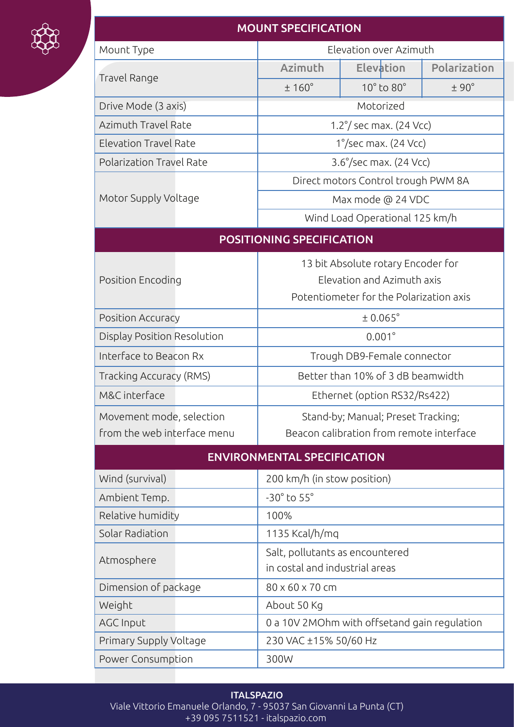| MOUNT SPECIFICATION | | | |
|---|---|---|---|
| Mount Type | Elevation over Azimuth | | |
| Travel Range | **Azimuth** | **Elevation** | **Polarization** |
| | ± 160° | 10° to 80° | ± 90° |
| Drive Mode (3 axis) | Motorized | | |
| Azimuth Travel Rate | 1.2°/ sec max. (24 Vcc) | | |
| Elevation Travel Rate | 1°/sec max. (24 Vcc) | | |
| Polarization Travel Rate | 3.6°/sec max. (24 Vcc) | | |
| Motor Supply Voltage | Direct motors Control trough PWM 8A | | |
| | Max mode @ 24 VDC | | |
| | Wind Load Operational 125 km/h | | |

| POSITIONING SPECIFICATION | |
|---|---|
| Position Encoding | 13 bit Absolute rotary Encoder for Elevation and Azimuth axis<br>Potentiometer for the Polarization axis |
| Position Accuracy | ± 0.065° |
| Display Position Resolution | 0.001° |
| Interface to Beacon Rx | Trough DB9-Female connector |
| Tracking Accuracy (RMS) | Better than 10% of 3 dB beamwidth |
| M&C interface | Ethernet (option RS32/Rs422) |
| Movement mode, selection from the web interface menu | Stand-by; Manual; Preset Tracking;<br>Beacon calibration from remote interface |

| ENVIRONMENTAL SPECIFICATION | |
|---|---|
| Wind (survival) | 200 km/h (in stow position) |
| Ambient Temp. | -30° to 55° |
| Relative humidity | 100% |
| Solar Radiation | 1135 Kcal/h/mq |
| Atmosphere | Salt, pollutants as encountered in costal and industrial areas |
| Dimension of package | 80 x 60 x 70 cm |
| Weight | About 50 Kg |
| AGC Input | 0 a 10V 2MOhm with offsetand gain regulation |
| Primary Supply Voltage | 230 VAC ±15% 50/60 Hz |
| Power Consumption | 300W |

**ITALSPAZIO**
Viale Vittorio Emanuele Orlando, 7 - 95037 San Giovanni La Punta (CT)
+39 095 7511521 - italspazio.com